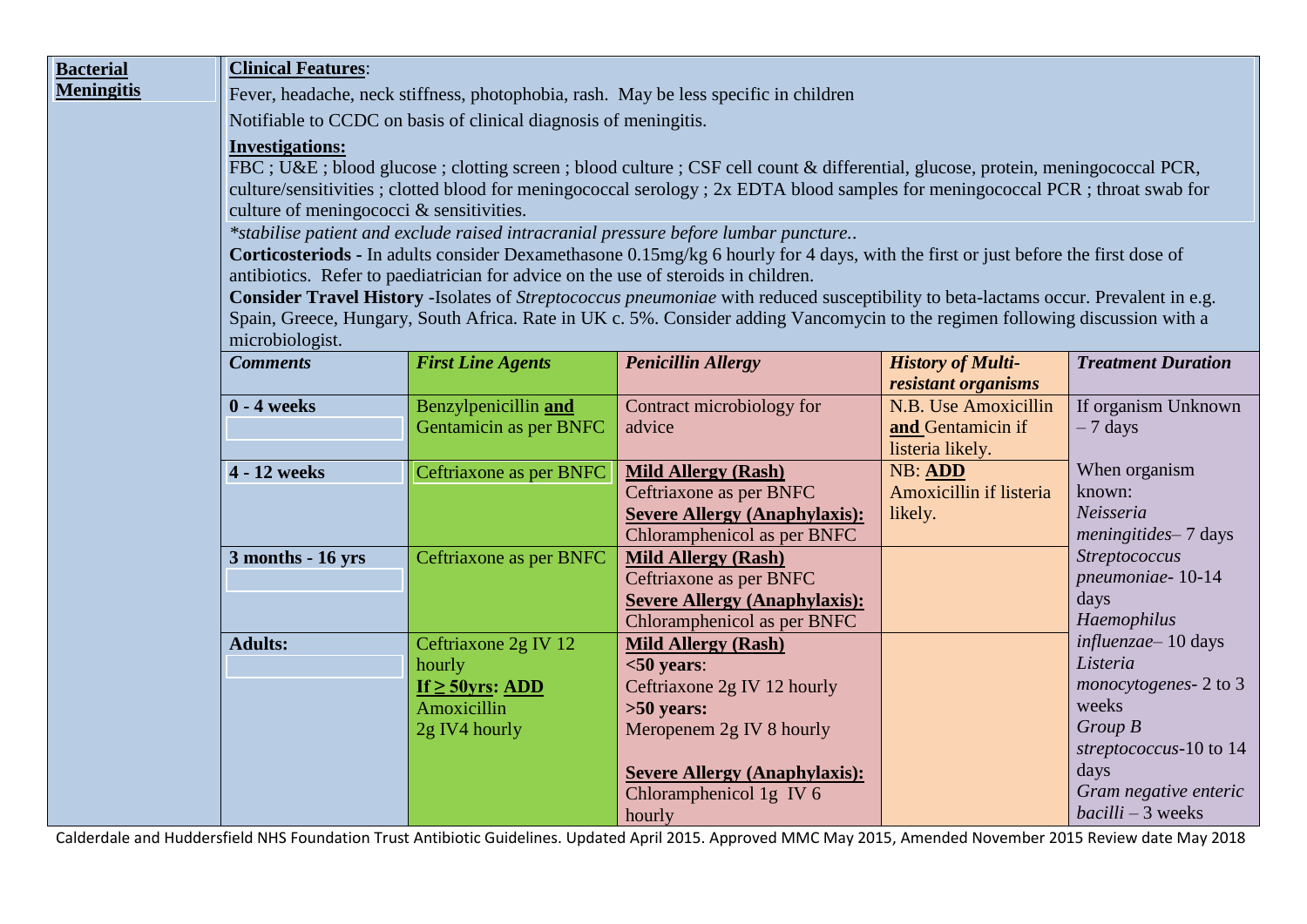## Bacterial Meningitis

**Clinical Features**:

Fever, headache, neck stiffness, photophobia, rash. May be less specific in children

Notifiable to CCDC on basis of clinical diagnosis of meningitis.

**Investigations:**

FBC ; U&E ; blood glucose ; clotting screen ; blood culture ; CSF cell count & differential, glucose, protein, meningococcal PCR, culture/sensitivities ; clotted blood for meningococcal serology ; 2x EDTA blood samples for meningococcal PCR ; throat swab for culture of meningococci & sensitivities.

*\*stabilise patient and exclude raised intracranial pressure before lumbar puncture..*

**Corticosteriods -** In adults consider Dexamethasone 0.15mg/kg 6 hourly for 4 days, with the first or just before the first dose of antibiotics. Refer to paediatrician for advice on the use of steroids in children.

**Consider Travel History** -Isolates of *Streptococcus pneumoniae* with reduced susceptibility to beta-lactams occur. Prevalent in e.g. Spain, Greece, Hungary, South Africa. Rate in UK c. 5%. Consider adding Vancomycin to the regimen following discussion with a microbiologist.

| *Comments* | *First Line Agents* | *Penicillin Allergy* | *History of Multi-resistant organisms* | *Treatment Duration* |
|---|---|---|---|---|
| **0 - 4 weeks** | Benzylpenicillin **and** Gentamicin as per BNFC | Contract microbiology for advice | N.B. Use Amoxicillin **and** Gentamicin if listeria likely. | If organism Unknown – 7 days<br><br>When organism known:<br>*Neisseria meningitides*– 7 days<br>*Streptococcus pneumoniae*- 10-14 days<br>*Haemophilus influenzae*– 10 days<br>*Listeria monocytogenes*- 2 to 3 weeks<br>*Group B streptococcus*-10 to 14 days<br>*Gram negative enteric bacilli* – 3 weeks |
| **4 - 12 weeks** | Ceftriaxone as per BNFC | **Mild Allergy (Rash)**<br>Ceftriaxone as per BNFC<br>**Severe Allergy (Anaphylaxis):**<br>Chloramphenicol as per BNFC | NB: **ADD** Amoxicillin if listeria likely. | |
| **3 months - 16 yrs** | Ceftriaxone as per BNFC | **Mild Allergy (Rash)**<br>Ceftriaxone as per BNFC<br>**Severe Allergy (Anaphylaxis):**<br>Chloramphenicol as per BNFC | | |
| **Adults:** | Ceftriaxone 2g IV 12 hourly<br>**If ≥ 50yrs: ADD** Amoxicillin 2g IV4 hourly | **Mild Allergy (Rash)**<br>**<50 years**:<br>Ceftriaxone 2g IV 12 hourly<br>**>50 years:**<br>Meropenem 2g IV 8 hourly<br><br>**Severe Allergy (Anaphylaxis):**<br>Chloramphenicol 1g IV 6 hourly | | |

Calderdale and Huddersfield NHS Foundation Trust Antibiotic Guidelines. Updated April 2015. Approved MMC May 2015, Amended November 2015 Review date May 2018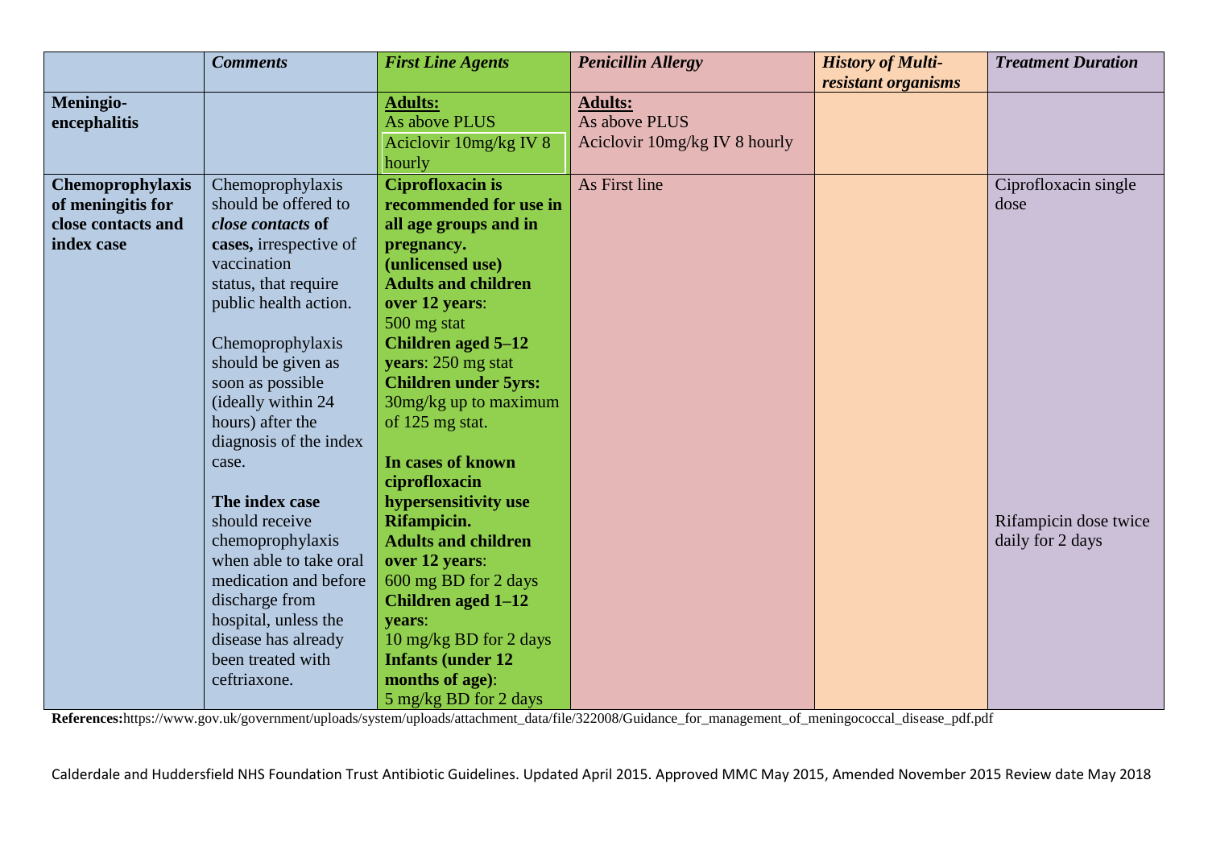| | *Comments* | *First Line Agents* | *Penicillin Allergy* | *History of Multi-resistant organisms* | *Treatment Duration* |
|---|---|---|---|---|---|
| **Meningio-encephalitis** | | **Adults:** As above PLUS Aciclovir 10mg/kg IV 8 hourly | **Adults:** As above PLUS Aciclovir 10mg/kg IV 8 hourly | | |
| **Chemoprophylaxis of meningitis for close contacts and index case** | Chemoprophylaxis should be offered to ***close contacts* of cases,** irrespective of vaccination status, that require public health action.<br><br>Chemoprophylaxis should be given as soon as possible (ideally within 24 hours) after the diagnosis of the index case.<br><br>**The index case** should receive chemoprophylaxis when able to take oral medication and before discharge from hospital, unless the disease has already been treated with ceftriaxone. | **Ciprofloxacin is recommended for use in all age groups and in pregnancy. (unlicensed use)**<br>**Adults and children over 12 years**: 500 mg stat<br>**Children aged 5–12 years**: 250 mg stat<br>**Children under 5yrs:** 30mg/kg up to maximum of 125 mg stat.<br><br>**In cases of known ciprofloxacin hypersensitivity use Rifampicin.**<br>**Adults and children over 12 years**: 600 mg BD for 2 days<br>**Children aged 1–12 years**: 10 mg/kg BD for 2 days<br>**Infants (under 12 months of age)**: 5 mg/kg BD for 2 days | As First line | | Ciprofloxacin single dose<br><br>Rifampicin dose twice daily for 2 days |

**References:**https://www.gov.uk/government/uploads/system/uploads/attachment_data/file/322008/Guidance_for_management_of_meningococcal_disease_pdf.pdf